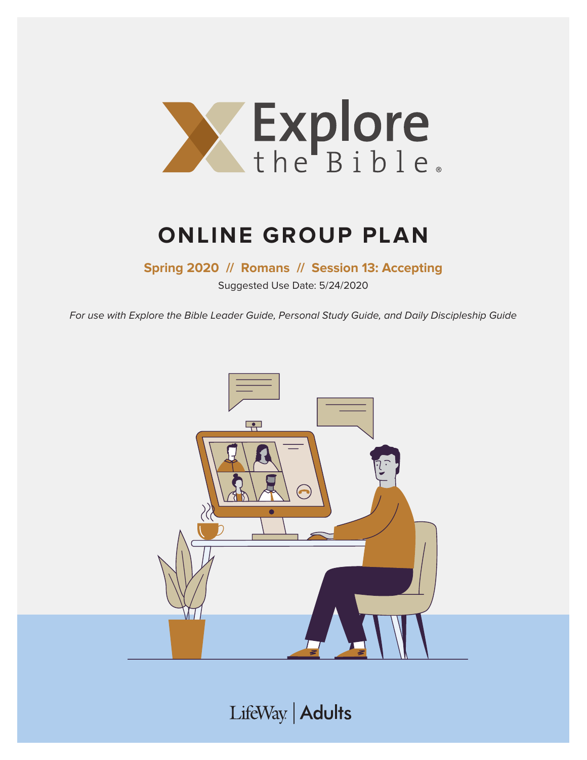# Explore the Bible

## ONLINE GROUP PLAN

**Spring 2020 // Romans // Session 13: Accepting**

Suggested Use Date: 5/24/2020

*For use with Explore the Bible Leader Guide, Personal Study Guide, and Daily Discipleship Guide*

LifeWay | Adults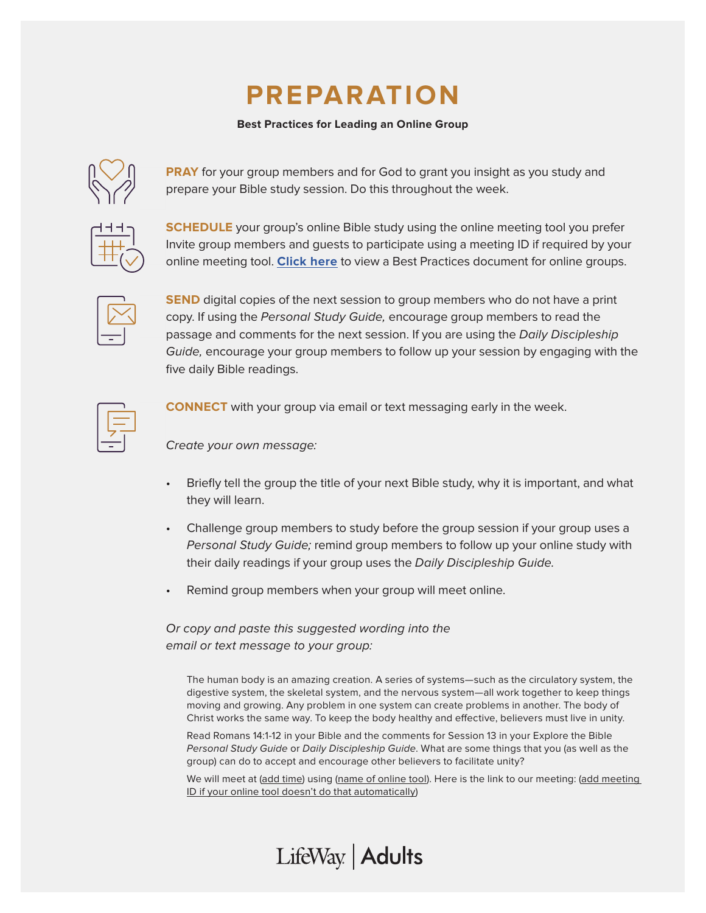# PREPARATION

**Best Practices for Leading an Online Group**

**PRAY** for your group members and for God to grant you insight as you study and prepare your Bible study session. Do this throughout the week.

**SCHEDULE** your group's online Bible study using the online meeting tool you prefer Invite group members and guests to participate using a meeting ID if required by your online meeting tool. **Click here** to view a Best Practices document for online groups.

**SEND** digital copies of the next session to group members who do not have a print copy. If using the *Personal Study Guide,* encourage group members to read the passage and comments for the next session. If you are using the *Daily Discipleship Guide,* encourage your group members to follow up your session by engaging with the five daily Bible readings.

**CONNECT** with your group via email or text messaging early in the week.

*Create your own message:*

- Briefly tell the group the title of your next Bible study, why it is important, and what they will learn.
- Challenge group members to study before the group session if your group uses a *Personal Study Guide;* remind group members to follow up your online study with their daily readings if your group uses the *Daily Discipleship Guide.*
- Remind group members when your group will meet online.

*Or copy and paste this suggested wording into the email or text message to your group:*

> The human body is an amazing creation. A series of systems—such as the circulatory system, the digestive system, the skeletal system, and the nervous system—all work together to keep things moving and growing. Any problem in one system can create problems in another. The body of Christ works the same way. To keep the body healthy and effective, believers must live in unity.
>
> Read Romans 14:1-12 in your Bible and the comments for Session 13 in your Explore the Bible *Personal Study Guide* or *Daily Discipleship Guide*. What are some things that you (as well as the group) can do to accept and encourage other believers to facilitate unity?
>
> We will meet at (add time) using (name of online tool). Here is the link to our meeting: (add meeting ID if your online tool doesn't do that automatically)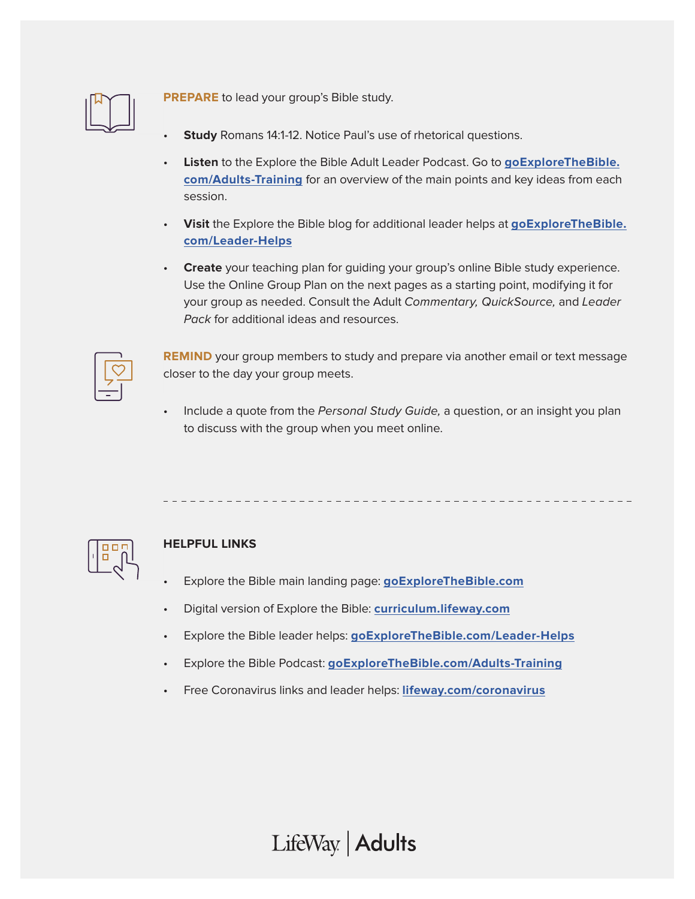**PREPARE** to lead your group's Bible study.

- **Study** Romans 14:1-12. Notice Paul's use of rhetorical questions.
- **Listen** to the Explore the Bible Adult Leader Podcast. Go to **goExploreTheBible.com/Adults-Training** for an overview of the main points and key ideas from each session.
- **Visit** the Explore the Bible blog for additional leader helps at **goExploreTheBible.com/Leader-Helps**
- **Create** your teaching plan for guiding your group's online Bible study experience. Use the Online Group Plan on the next pages as a starting point, modifying it for your group as needed. Consult the Adult *Commentary, QuickSource,* and *Leader Pack* for additional ideas and resources.

**REMIND** your group members to study and prepare via another email or text message closer to the day your group meets.

- Include a quote from the *Personal Study Guide,* a question, or an insight you plan to discuss with the group when you meet online.

---

**HELPFUL LINKS**

- Explore the Bible main landing page: **goExploreTheBible.com**
- Digital version of Explore the Bible: **curriculum.lifeway.com**
- Explore the Bible leader helps: **goExploreTheBible.com/Leader-Helps**
- Explore the Bible Podcast: **goExploreTheBible.com/Adults-Training**
- Free Coronavirus links and leader helps: **lifeway.com/coronavirus**

LifeWay | Adults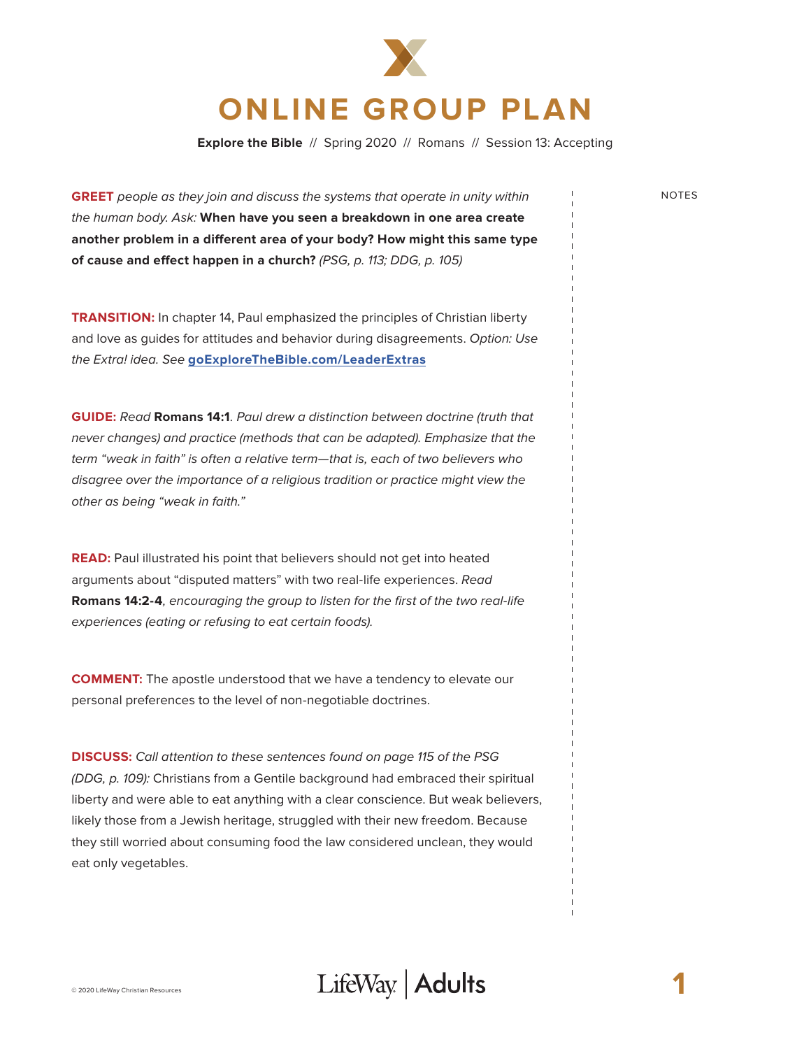# ONLINE GROUP PLAN

**Explore the Bible** // Spring 2020 // Romans // Session 13: Accepting

**GREET** *people as they join and discuss the systems that operate in unity within the human body. Ask:* **When have you seen a breakdown in one area create another problem in a different area of your body? How might this same type of cause and effect happen in a church?** *(PSG, p. 113; DDG, p. 105)*

**TRANSITION:** In chapter 14, Paul emphasized the principles of Christian liberty and love as guides for attitudes and behavior during disagreements. *Option: Use the Extra! idea. See* **goExploreTheBible.com/LeaderExtras**

**GUIDE:** *Read* **Romans 14:1**. *Paul drew a distinction between doctrine (truth that never changes) and practice (methods that can be adapted). Emphasize that the term "weak in faith" is often a relative term—that is, each of two believers who disagree over the importance of a religious tradition or practice might view the other as being "weak in faith."*

**READ:** Paul illustrated his point that believers should not get into heated arguments about "disputed matters" with two real-life experiences. *Read* **Romans 14:2-4***, encouraging the group to listen for the first of the two real-life experiences (eating or refusing to eat certain foods).*

**COMMENT:** The apostle understood that we have a tendency to elevate our personal preferences to the level of non-negotiable doctrines.

**DISCUSS:** *Call attention to these sentences found on page 115 of the PSG (DDG, p. 109):* Christians from a Gentile background had embraced their spiritual liberty and were able to eat anything with a clear conscience. But weak believers, likely those from a Jewish heritage, struggled with their new freedom. Because they still worried about consuming food the law considered unclean, they would eat only vegetables.

NOTES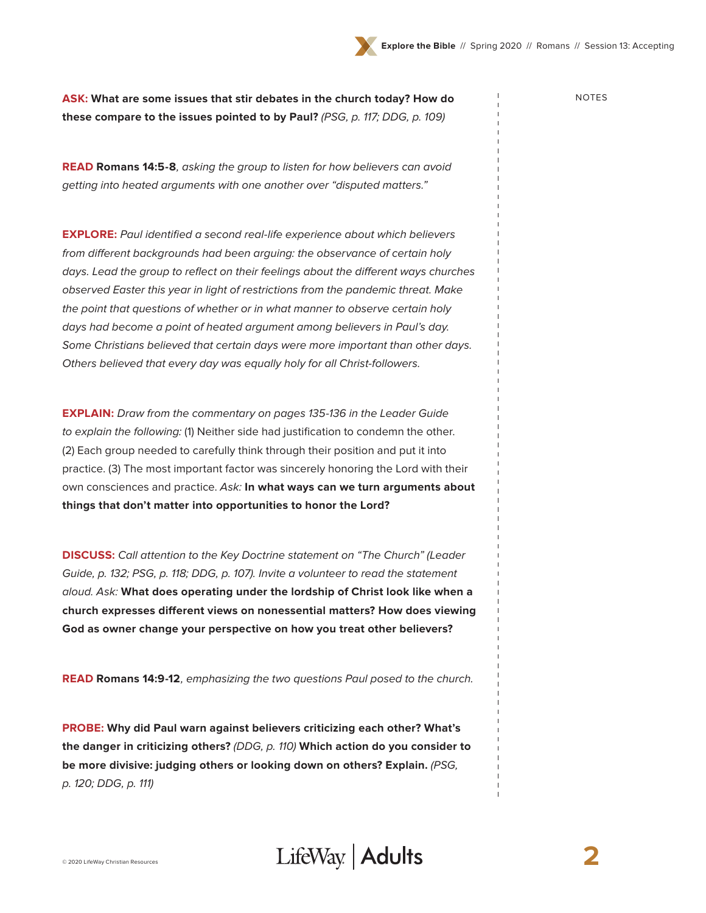**ASK: What are some issues that stir debates in the church today? How do these compare to the issues pointed to by Paul?** *(PSG, p. 117; DDG, p. 109)*

**READ Romans 14:5-8**, *asking the group to listen for how believers can avoid getting into heated arguments with one another over "disputed matters."*

**EXPLORE:** *Paul identified a second real-life experience about which believers from different backgrounds had been arguing: the observance of certain holy days. Lead the group to reflect on their feelings about the different ways churches observed Easter this year in light of restrictions from the pandemic threat. Make the point that questions of whether or in what manner to observe certain holy days had become a point of heated argument among believers in Paul's day. Some Christians believed that certain days were more important than other days. Others believed that every day was equally holy for all Christ-followers.*

**EXPLAIN:** *Draw from the commentary on pages 135-136 in the Leader Guide to explain the following:* (1) Neither side had justification to condemn the other. (2) Each group needed to carefully think through their position and put it into practice. (3) The most important factor was sincerely honoring the Lord with their own consciences and practice. *Ask:* **In what ways can we turn arguments about things that don't matter into opportunities to honor the Lord?**

**DISCUSS:** *Call attention to the Key Doctrine statement on "The Church" (Leader Guide, p. 132; PSG, p. 118; DDG, p. 107). Invite a volunteer to read the statement aloud. Ask:* **What does operating under the lordship of Christ look like when a church expresses different views on nonessential matters? How does viewing God as owner change your perspective on how you treat other believers?**

**READ Romans 14:9-12**, *emphasizing the two questions Paul posed to the church.*

**PROBE: Why did Paul warn against believers criticizing each other? What's the danger in criticizing others?** *(DDG, p. 110)* **Which action do you consider to be more divisive: judging others or looking down on others? Explain.** *(PSG, p. 120; DDG, p. 111)*

NOTES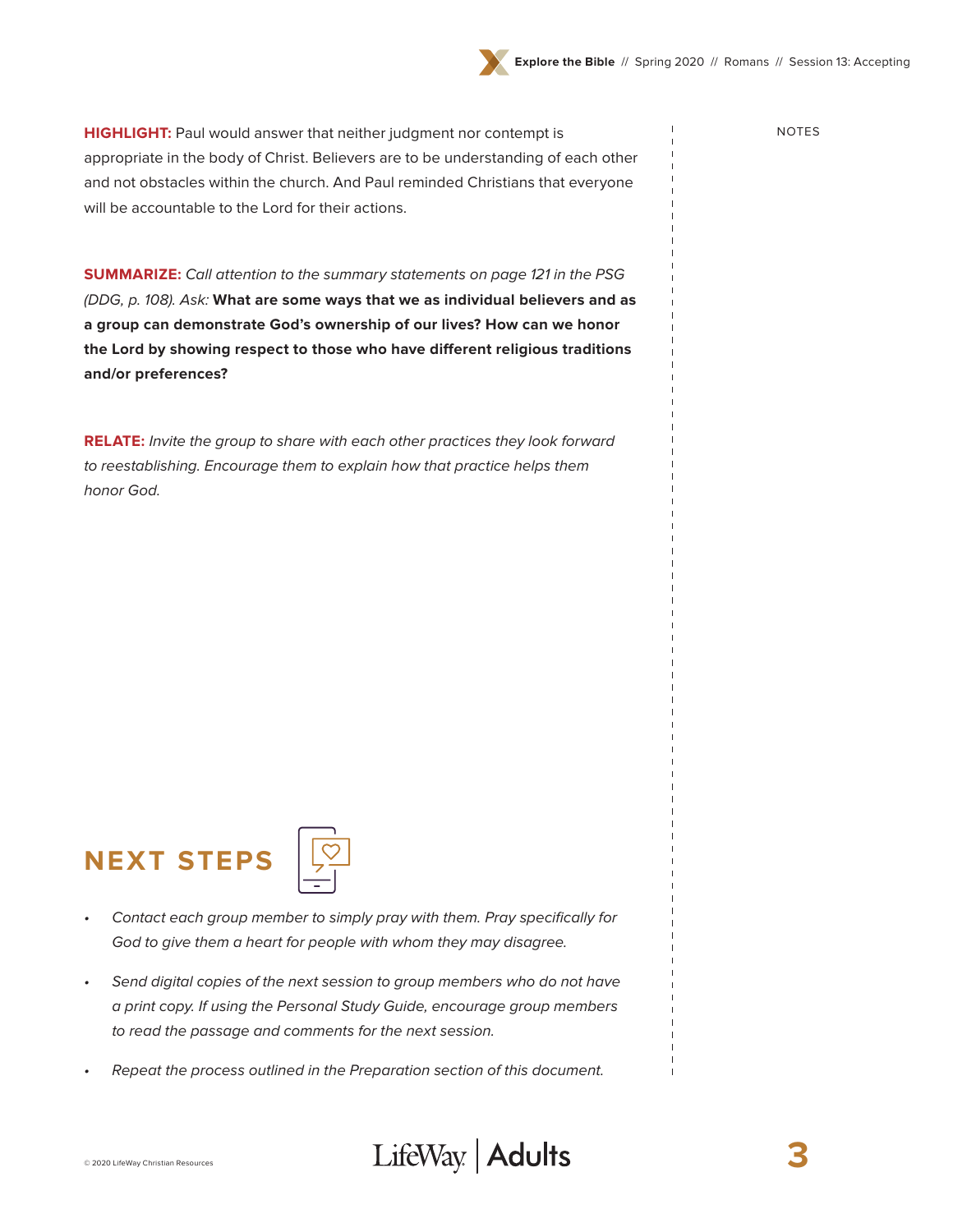**HIGHLIGHT:** Paul would answer that neither judgment nor contempt is appropriate in the body of Christ. Believers are to be understanding of each other and not obstacles within the church. And Paul reminded Christians that everyone will be accountable to the Lord for their actions.

**SUMMARIZE:** *Call attention to the summary statements on page 121 in the PSG (DDG, p. 108). Ask:* **What are some ways that we as individual believers and as a group can demonstrate God's ownership of our lives? How can we honor the Lord by showing respect to those who have different religious traditions and/or preferences?**

**RELATE:** *Invite the group to share with each other practices they look forward to reestablishing. Encourage them to explain how that practice helps them honor God.*

NOTES

## NEXT STEPS

- *Contact each group member to simply pray with them. Pray specifically for God to give them a heart for people with whom they may disagree.*
- *Send digital copies of the next session to group members who do not have a print copy. If using the Personal Study Guide, encourage group members to read the passage and comments for the next session.*
- *Repeat the process outlined in the Preparation section of this document.*